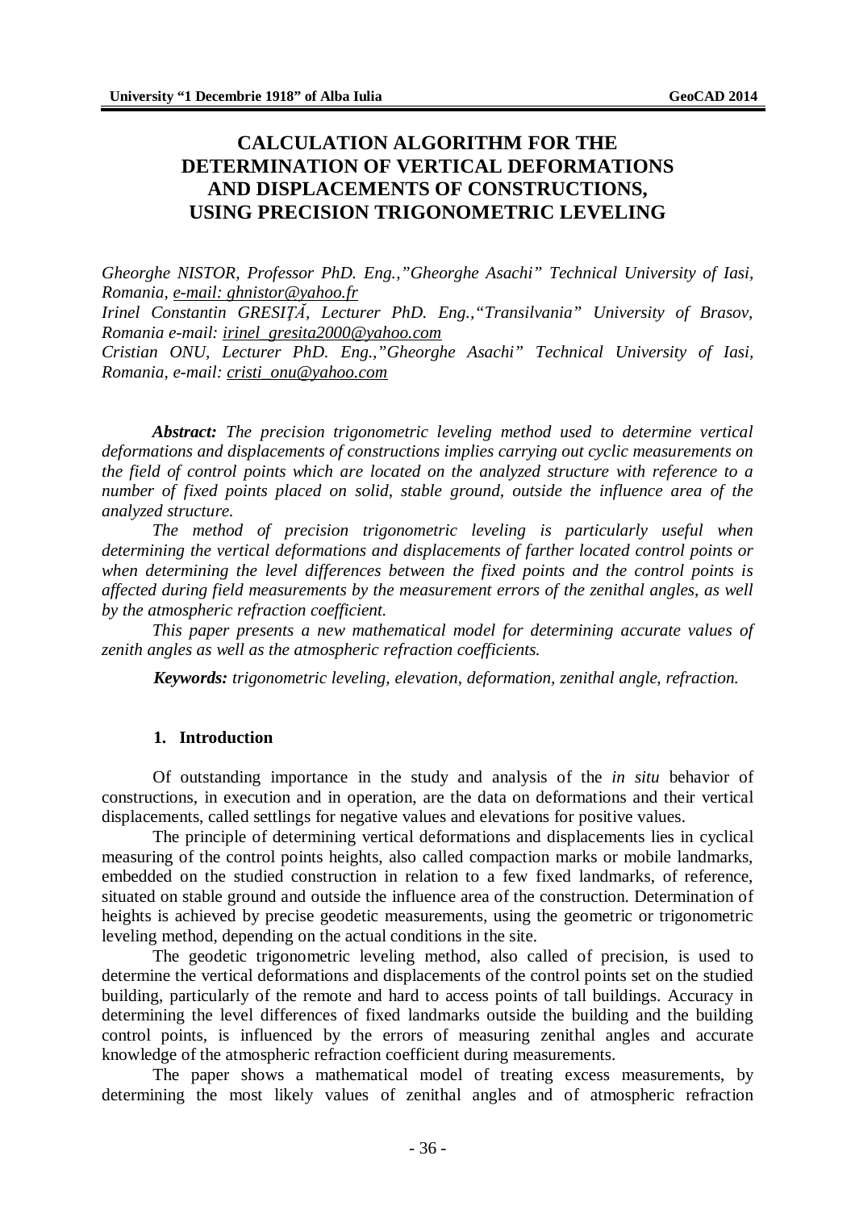# CALCULATION ALGORITHM FOR THE DETERMINATION OF VERTICAL DEFORMATIONS AND DISPLACEMENTS OF CONSTRUCTIONS, USING PRECISION TRIGONOMETRIC LEVELING

*Gheorghe NISTOR, Professor PhD. Eng.,"Gheorghe Asachi" Technical University of Iasi, Romania, e-mail: ghnistor@yahoo.fr*

*Irinel Constantin GRESIȚĂ, Lecturer PhD. Eng.,"Transilvania" University of Brasov, Romania e-mail: irinel_gresita2000@yahoo.com*

*Cristian ONU, Lecturer PhD. Eng.,"Gheorghe Asachi" Technical University of Iasi, Romania, e-mail: cristi_onu@yahoo.com*

***Abstract:*** *The precision trigonometric leveling method used to determine vertical deformations and displacements of constructions implies carrying out cyclic measurements on the field of control points which are located on the analyzed structure with reference to a number of fixed points placed on solid, stable ground, outside the influence area of the analyzed structure.*

*The method of precision trigonometric leveling is particularly useful when determining the vertical deformations and displacements of farther located control points or when determining the level differences between the fixed points and the control points is affected during field measurements by the measurement errors of the zenithal angles, as well by the atmospheric refraction coefficient.*

*This paper presents a new mathematical model for determining accurate values of zenith angles as well as the atmospheric refraction coefficients.*

***Keywords:*** *trigonometric leveling, elevation, deformation, zenithal angle, refraction.*

## 1. Introduction

Of outstanding importance in the study and analysis of the *in situ* behavior of constructions, in execution and in operation, are the data on deformations and their vertical displacements, called settlings for negative values and elevations for positive values.

The principle of determining vertical deformations and displacements lies in cyclical measuring of the control points heights, also called compaction marks or mobile landmarks, embedded on the studied construction in relation to a few fixed landmarks, of reference, situated on stable ground and outside the influence area of the construction. Determination of heights is achieved by precise geodetic measurements, using the geometric or trigonometric leveling method, depending on the actual conditions in the site.

The geodetic trigonometric leveling method, also called of precision, is used to determine the vertical deformations and displacements of the control points set on the studied building, particularly of the remote and hard to access points of tall buildings. Accuracy in determining the level differences of fixed landmarks outside the building and the building control points, is influenced by the errors of measuring zenithal angles and accurate knowledge of the atmospheric refraction coefficient during measurements.

The paper shows a mathematical model of treating excess measurements, by determining the most likely values of zenithal angles and of atmospheric refraction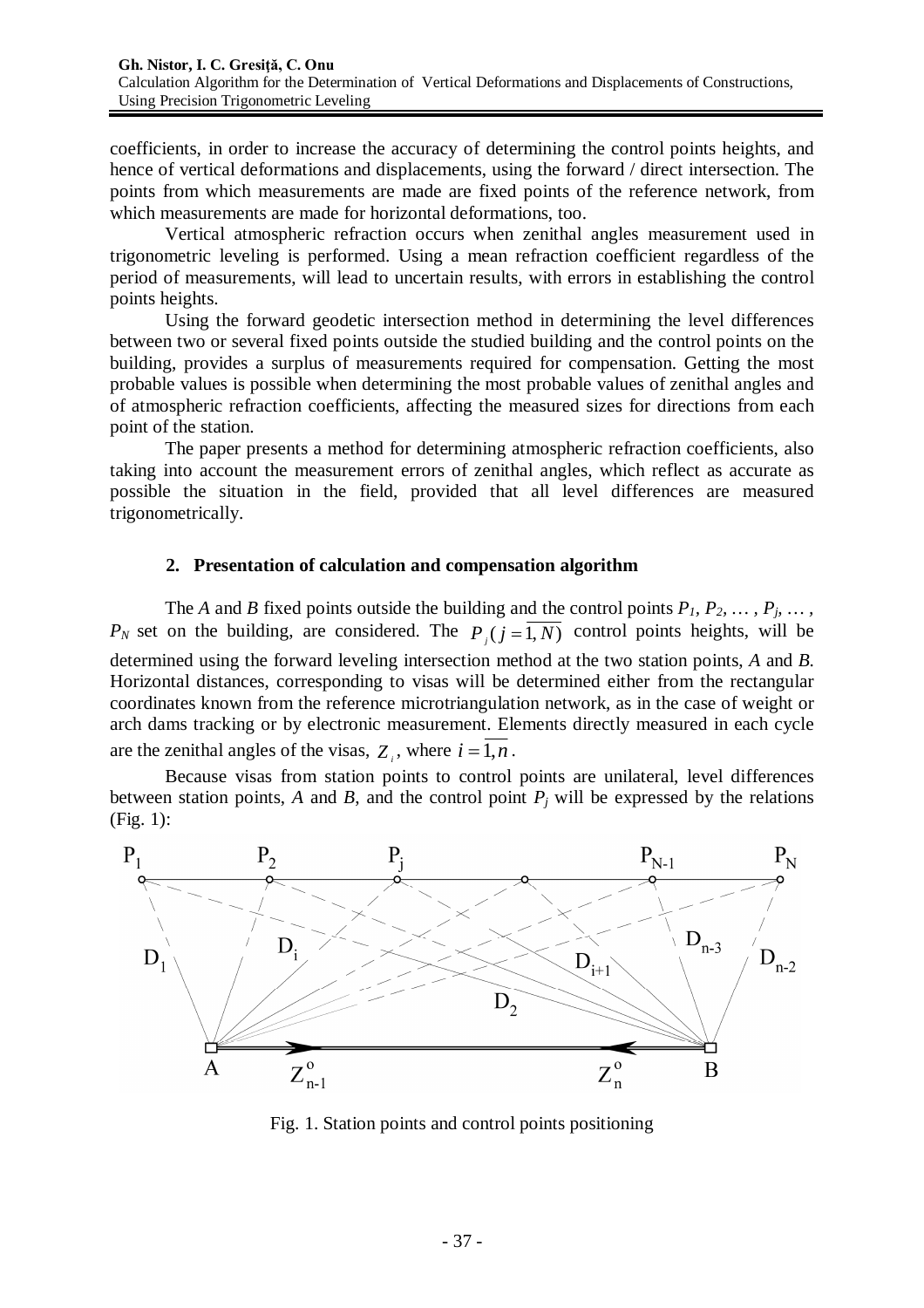coefficients, in order to increase the accuracy of determining the control points heights, and hence of vertical deformations and displacements, using the forward / direct intersection. The points from which measurements are made are fixed points of the reference network, from which measurements are made for horizontal deformations, too.

Vertical atmospheric refraction occurs when zenithal angles measurement used in trigonometric leveling is performed. Using a mean refraction coefficient regardless of the period of measurements, will lead to uncertain results, with errors in establishing the control points heights.

Using the forward geodetic intersection method in determining the level differences between two or several fixed points outside the studied building and the control points on the building, provides a surplus of measurements required for compensation. Getting the most probable values is possible when determining the most probable values of zenithal angles and of atmospheric refraction coefficients, affecting the measured sizes for directions from each point of the station.

The paper presents a method for determining atmospheric refraction coefficients, also taking into account the measurement errors of zenithal angles, which reflect as accurate as possible the situation in the field, provided that all level differences are measured trigonometrically.

## 2. Presentation of calculation and compensation algorithm

The *A* and *B* fixed points outside the building and the control points $P_1, P_2, \ldots, P_j, \ldots, P_N$ set on the building, are considered. The $P_j\,(j=\overline{1,N})$ control points heights, will be determined using the forward leveling intersection method at the two station points, *A* and *B*. Horizontal distances, corresponding to visas will be determined either from the rectangular coordinates known from the reference microtriangulation network, as in the case of weight or arch dams tracking or by electronic measurement. Elements directly measured in each cycle are the zenithal angles of the visas, $Z_i$, where $i=\overline{1,n}$.

Because visas from station points to control points are unilateral, level differences between station points, *A* and *B*, and the control point $P_j$ will be expressed by the relations (Fig. 1):

Fig. 1. Station points and control points positioning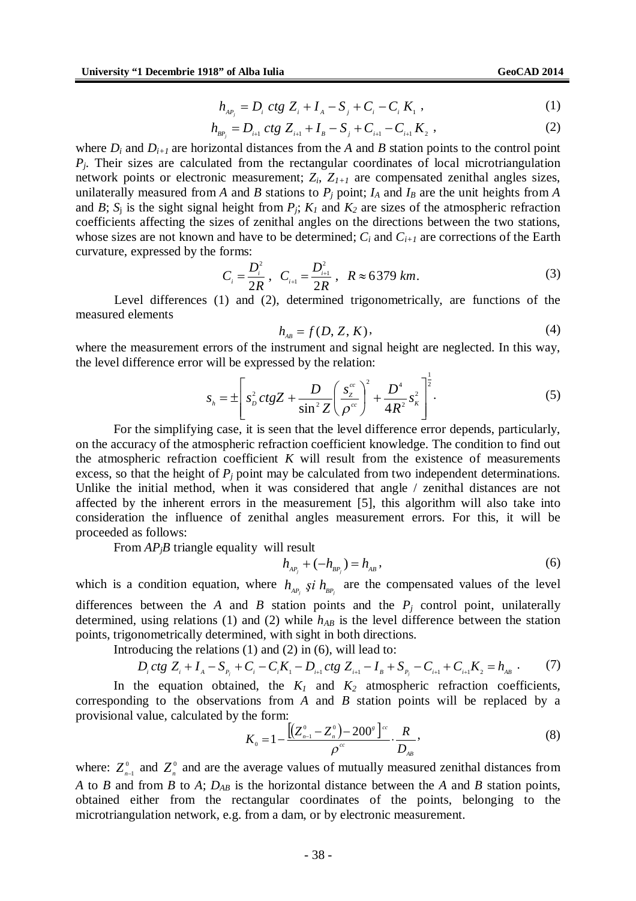$$h_{AP_j} = D_i \; ctg \; Z_i + I_A - S_j + C_i - C_i K_1 \; , \tag{1}$$

$$h_{BP_j} = D_{i+1} \; ctg \; Z_{i+1} + I_B - S_j + C_{i+1} - C_{i+1} K_2 \; , \tag{2}$$

where $D_i$ and $D_{i+1}$ are horizontal distances from the *A* and *B* station points to the control point $P_j$. Their sizes are calculated from the rectangular coordinates of local microtriangulation network points or electronic measurement; $Z_i$, $Z_{I+1}$ are compensated zenithal angles sizes, unilaterally measured from *A* and *B* stations to $P_j$ point; $I_A$ and $I_B$ are the unit heights from *A* and *B*; $S_j$ is the sight signal height from $P_j$; $K_1$ and $K_2$ are sizes of the atmospheric refraction coefficients affecting the sizes of zenithal angles on the directions between the two stations, whose sizes are not known and have to be determined; $C_i$ and $C_{i+1}$ are corrections of the Earth curvature, expressed by the forms:

$$C_i = \frac{D_i^2}{2R} \, , \;\; C_{i+1} = \frac{D_{i+1}^2}{2R} \, , \;\; R \approx 6379 \; km. \tag{3}$$

Level differences (1) and (2), determined trigonometrically, are functions of the measured elements

$$h_{AB} = f(D, Z, K), \tag{4}$$

where the measurement errors of the instrument and signal height are neglected. In this way, the level difference error will be expressed by the relation:

$$s_h = \pm \left[ s_D^2 \, ctgZ + \frac{D}{\sin^2 Z} \left( \frac{s_Z^{cc}}{\rho^{cc}} \right)^2 + \frac{D^4}{4R^2} s_K^2 \right]^{\frac{1}{2}}. \tag{5}$$

For the simplifying case, it is seen that the level difference error depends, particularly, on the accuracy of the atmospheric refraction coefficient knowledge. The condition to find out the atmospheric refraction coefficient *K* will result from the existence of measurements excess, so that the height of $P_j$ point may be calculated from two independent determinations. Unlike the initial method, when it was considered that angle / zenithal distances are not affected by the inherent errors in the measurement [5], this algorithm will also take into consideration the influence of zenithal angles measurement errors. For this, it will be proceeded as follows:

From $AP_jB$ triangle equality will result

$$h_{AP_j} + (-h_{BP_j}) = h_{AB}, \tag{6}$$

which is a condition equation, where $h_{AP_j}$ *şi* $h_{BP_j}$ are the compensated values of the level differences between the *A* and *B* station points and the $P_j$ control point, unilaterally determined, using relations (1) and (2) while $h_{AB}$ is the level difference between the station points, trigonometrically determined, with sight in both directions.

Introducing the relations (1) and (2) in (6), will lead to:

$$D_i \, ctg \; Z_i + I_A - S_{P_j} + C_i - C_i K_1 - D_{i+1} \, ctg \; Z_{i+1} - I_B + S_{P_j} - C_{i+1} + C_{i+1} K_2 = h_{AB} \; . \tag{7}$$

In the equation obtained, the $K_1$ and $K_2$ atmospheric refraction coefficients, corresponding to the observations from *A* and *B* station points will be replaced by a provisional value, calculated by the form:

$$K_0 = 1 - \frac{\left[ \left( Z_{n-1}^0 - Z_n^0 \right) - 200^g \right]^{cc}}{\rho^{cc}} \cdot \frac{R}{D_{AB}}, \tag{8}$$

where: $Z_{n-1}^0$ and $Z_n^0$ and are the average values of mutually measured zenithal distances from *A* to *B* and from *B* to *A*; $D_{AB}$ is the horizontal distance between the *A* and *B* station points, obtained either from the rectangular coordinates of the points, belonging to the microtriangulation network, e.g. from a dam, or by electronic measurement.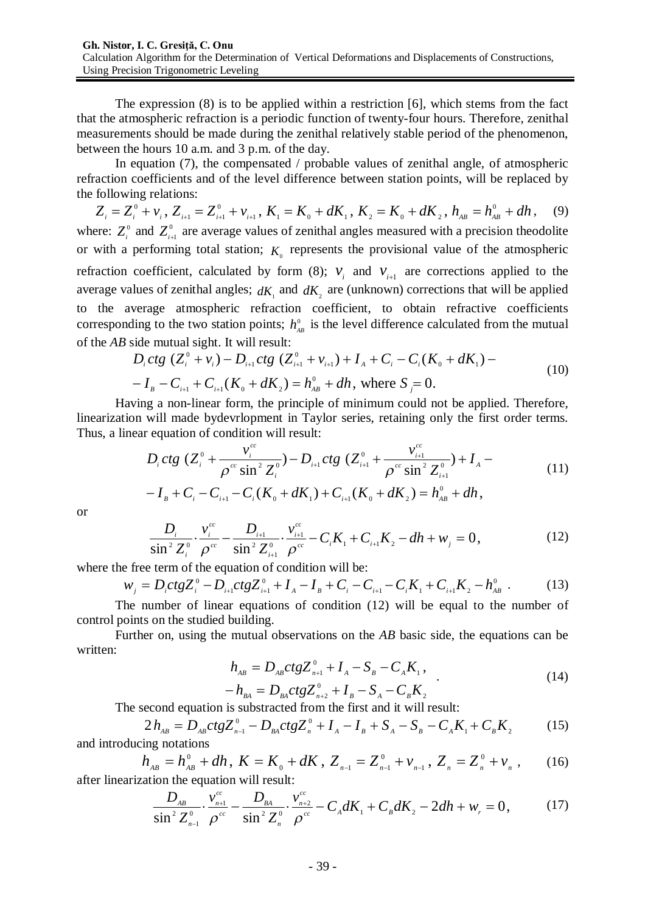The expression (8) is to be applied within a restriction [6], which stems from the fact that the atmospheric refraction is a periodic function of twenty-four hours. Therefore, zenithal measurements should be made during the zenithal relatively stable period of the phenomenon, between the hours 10 a.m. and 3 p.m. of the day.

In equation (7), the compensated / probable values of zenithal angle, of atmospheric refraction coefficients and of the level difference between station points, will be replaced by the following relations:

$$Z_i = Z_i^0 + v_i \,,\; Z_{i+1} = Z_{i+1}^0 + v_{i+1} \,,\; K_1 = K_0 + dK_1 \,,\; K_2 = K_0 + dK_2 \,,\; h_{AB} = h_{AB}^0 + dh \,, \quad (9)$$

where: $Z_i^0$ and $Z_{i+1}^0$ are average values of zenithal angles measured with a precision theodolite or with a performing total station; $K_0$ represents the provisional value of the atmospheric refraction coefficient, calculated by form (8); $v_i$ and $v_{i+1}$ are corrections applied to the average values of zenithal angles; $dK_1$ and $dK_2$ are (unknown) corrections that will be applied to the average atmospheric refraction coefficient, to obtain refractive coefficients corresponding to the two station points; $h_{AB}^0$ is the level difference calculated from the mutual of the *AB* side mutual sight. It will result:

$$\begin{aligned} &D_i ctg\,(Z_i^0 + v_i) - D_{i+1} ctg\,(Z_{i+1}^0 + v_{i+1}) + I_A + C_i - C_i(K_0 + dK_1) - \\ &- I_B - C_{i+1} + C_{i+1}(K_0 + dK_2) = h_{AB}^0 + dh, \text{ where } S_j = 0. \end{aligned} \quad (10)$$

Having a non-linear form, the principle of minimum could not be applied. Therefore, linearization will made bydevrlopment in Taylor series, retaining only the first order terms. Thus, a linear equation of condition will result:

$$\begin{aligned} &D_i ctg\,(Z_i^0 + \frac{v_i^{cc}}{\rho^{cc}\sin^2 Z_i^0}) - D_{i+1} ctg\,(Z_{i+1}^0 + \frac{v_{i+1}^{cc}}{\rho^{cc}\sin^2 Z_{i+1}^0}) + I_A - \\ &- I_B + C_i - C_{i+1} - C_i(K_0 + dK_1) + C_{i+1}(K_0 + dK_2) = h_{AB}^0 + dh, \end{aligned} \quad (11)$$

or

$$\frac{D_i}{\sin^2 Z_i^0} \cdot \frac{v_i^{cc}}{\rho^{cc}} - \frac{D_{i+1}}{\sin^2 Z_{i+1}^0} \cdot \frac{v_{i+1}^{cc}}{\rho^{cc}} - C_i K_1 + C_{i+1} K_2 - dh + w_j = 0, \quad (12)$$

where the free term of the equation of condition will be:

$$w_j = D_i ctg Z_i^0 - D_{i+1} ctg Z_{i+1}^0 + I_A - I_B + C_i - C_{i+1} - C_i K_1 + C_{i+1} K_2 - h_{AB}^0 \;. \quad (13)$$

The number of linear equations of condition (12) will be equal to the number of control points on the studied building.

Further on, using the mutual observations on the *AB* basic side, the equations can be written:

$$\begin{aligned} h_{AB} &= D_{AB} ctg Z_{n+1}^0 + I_A - S_B - C_A K_1, \\ -h_{BA} &= D_{BA} ctg Z_{n+2}^0 + I_B - S_A - C_B K_2 \end{aligned} \;. \quad (14)$$

The second equation is substracted from the first and it will result:

$$2h_{AB} = D_{AB} ctg Z_{n-1}^0 - D_{BA} ctg Z_n^0 + I_A - I_B + S_A - S_B - C_A K_1 + C_B K_2 \quad (15)$$

and introducing notations

$$h_{AB} = h_{AB}^0 + dh,\; K = K_0 + dK,\; Z_{n-1} = Z_{n-1}^0 + v_{n-1},\; Z_n = Z_n^0 + v_n\,, \quad (16)$$

after linearization the equation will result:

$$\frac{D_{AB}}{\sin^2 Z_{n-1}^0} \cdot \frac{v_{n+1}^{cc}}{\rho^{cc}} - \frac{D_{BA}}{\sin^2 Z_n^0} \cdot \frac{v_{n+2}^{cc}}{\rho^{cc}} - C_A dK_1 + C_B dK_2 - 2dh + w_r = 0, \quad (17)$$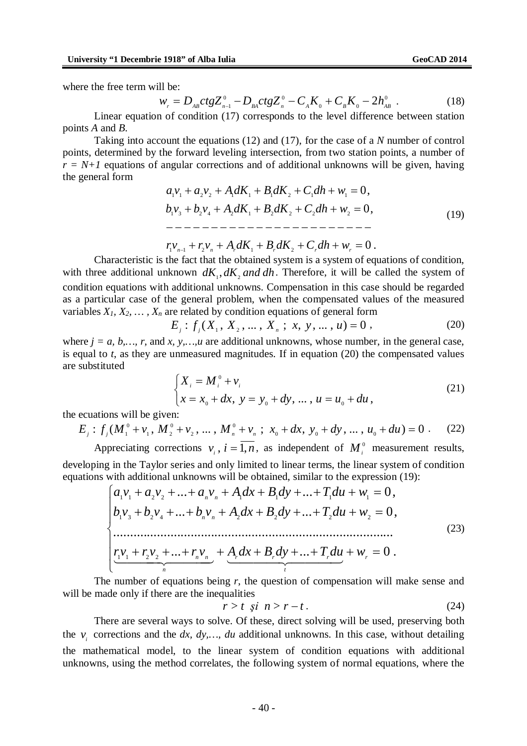where the free term will be:

$$w_r = D_{AB}ctgZ_{n-1}^0 - D_{BA}ctgZ_n^0 - C_A K_0 + C_B K_0 - 2h_{AB}^0 \ . \tag{18}$$

Linear equation of condition (17) corresponds to the level difference between station points *A* and *B*.

Taking into account the equations (12) and (17), for the case of a *N* number of control points, determined by the forward leveling intersection, from two station points, a number of $r = N+1$ equations of angular corrections and of additional unknowns will be given, having the general form

$$\begin{aligned}
&a_1 v_1 + a_2 v_2 + A_1 dK_1 + B_1 dK_2 + C_1 dh + w_1 = 0, \\
&b_1 v_3 + b_2 v_4 + A_2 dK_1 + B_2 dK_2 + C_2 dh + w_2 = 0, \\
&- - - - - - - - - - - - - - - - - - - - - - \\
&r_1 v_{n-1} + r_2 v_n + A_r dK_1 + B_r dK_2 + C_r dh + w_r = 0 \ .
\end{aligned} \tag{19}$$

Characteristic is the fact that the obtained system is a system of equations of condition, with three additional unknown $dK_1, dK_2$ *and* $dh$. Therefore, it will be called the system of condition equations with additional unknowns. Compensation in this case should be regarded as a particular case of the general problem, when the compensated values of the measured variables $X_1, X_2, \ldots, X_n$ are related by condition equations of general form

$$E_j : f_j(X_1, X_2, \ldots, X_n ; x, y, \ldots, u) = 0 \ , \tag{20}$$

where $j = a, b, \ldots, r$, and $x, y, \ldots, u$ are additional unknowns, whose number, in the general case, is equal to *t*, as they are unmeasured magnitudes. If in equation (20) the compensated values are substituted

$$\begin{cases}
X_i = M_i^0 + v_i \\
x = x_0 + dx, \ y = y_0 + dy, \ \ldots, \ u = u_0 + du \ ,
\end{cases} \tag{21}$$

the ecuations will be given:

$$E_j : f_j(M_1^0 + v_1, M_2^0 + v_2, \ldots, M_n^0 + v_n ; x_0 + dx, y_0 + dy, \ldots, u_0 + du) = 0 \ . \tag{22}$$

Appreciating corrections $v_i, i = \overline{1, n}$, as independent of $M_i^0$ measurement results, developing in the Taylor series and only limited to linear terms, the linear system of condition equations with additional unknowns will be obtained, similar to the expression (19):

$$\begin{cases}
a_1 v_1 + a_2 v_2 + \ldots + a_n v_n + A_1 dx + B_1 dy + \ldots + T_1 du + w_1 = 0, \\
b_1 v_3 + b_2 v_4 + \ldots + b_n v_n + A_2 dx + B_2 dy + \ldots + T_2 du + w_2 = 0, \\
\ldots\ldots\ldots\ldots\ldots\ldots\ldots\ldots\ldots\ldots\ldots\ldots\ldots\ldots\ldots\ldots\ldots\ldots \\
\underbrace{r_1 v_1 + r_2 v_2 + \ldots + r_n v_n}_{n} + \underbrace{A_r dx + B_r dy + \ldots + T_r du}_{t} + w_r = 0 \ .
\end{cases} \tag{23}$$

The number of equations being *r*, the question of compensation will make sense and will be made only if there are the inequalities

$$r > t \ \ \text{și} \ \ n > r - t \ . \tag{24}$$

There are several ways to solve. Of these, direct solving will be used, preserving both the $v_i$ corrections and the $dx, dy, \ldots, du$ additional unknowns. In this case, without detailing the mathematical model, to the linear system of condition equations with additional unknowns, using the method correlates, the following system of normal equations, where the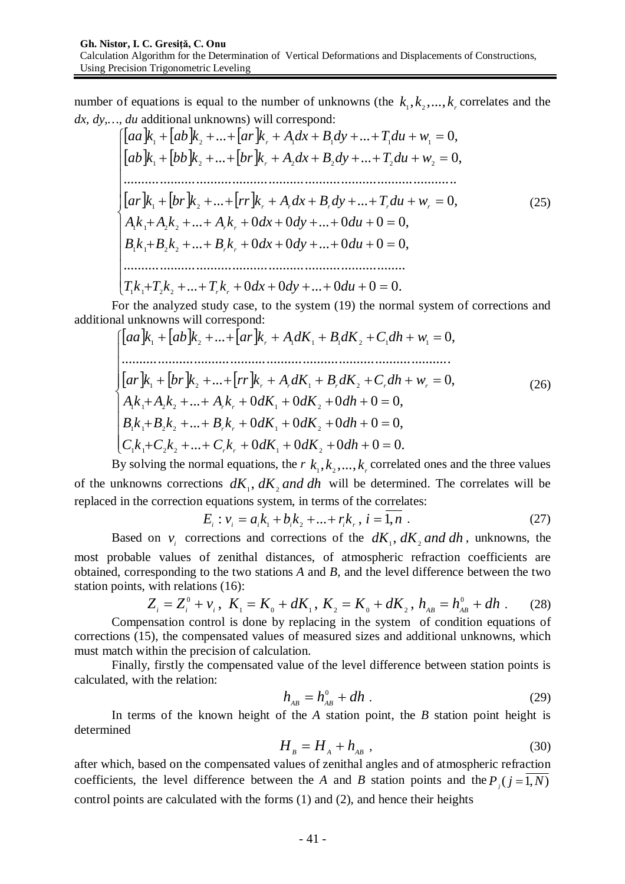number of equations is equal to the number of unknowns (the $k_1, k_2, ..., k_r$ correlates and the *dx, dy,…, du* additional unknowns) will correspond:

$$
\begin{cases}
[aa]k_1 + [ab]k_2 + ... + [ar]k_r + A_1 dx + B_1 dy + ... + T_1 du + w_1 = 0, \\
[ab]k_1 + [bb]k_2 + ... + [br]k_r + A_2 dx + B_2 dy + ... + T_2 du + w_2 = 0, \\
\dots\dots\dots\dots\dots\dots\dots\dots\dots\dots\dots\dots\dots\dots\dots\dots \\
[ar]k_1 + [br]k_2 + ... + [rr]k_r + A_r dx + B_r dy + ... + T_r du + w_r = 0, \\
A_1 k_1 + A_2 k_2 + ... + A_r k_r + 0dx + 0dy + ... + 0du + 0 = 0, \\
B_1 k_1 + B_2 k_2 + ... + B_r k_r + 0dx + 0dy + ... + 0du + 0 = 0, \\
\dots\dots\dots\dots\dots\dots\dots\dots\dots\dots\dots\dots\dots\dots \\
T_1 k_1 + T_2 k_2 + ... + T_r k_r + 0dx + 0dy + ... + 0du + 0 = 0.
\end{cases}
\tag{25}
$$

For the analyzed study case, to the system (19) the normal system of corrections and additional unknowns will correspond:

$$
\begin{cases}
[aa]k_1 + [ab]k_2 + ... + [ar]k_r + A_1 dK_1 + B_1 dK_2 + C_1 dh + w_1 = 0, \\
\dots\dots\dots\dots\dots\dots\dots\dots\dots\dots\dots\dots\dots\dots\dots\dots \\
[ar]k_1 + [br]k_2 + ... + [rr]k_r + A_r dK_1 + B_r dK_2 + C_r dh + w_r = 0, \\
A_1 k_1 + A_2 k_2 + ... + A_r k_r + 0dK_1 + 0dK_2 + 0dh + 0 = 0, \\
B_1 k_1 + B_2 k_2 + ... + B_r k_r + 0dK_1 + 0dK_2 + 0dh + 0 = 0, \\
C_1 k_1 + C_2 k_2 + ... + C_r k_r + 0dK_1 + 0dK_2 + 0dh + 0 = 0.
\end{cases}
\tag{26}
$$

By solving the normal equations, the $r$ $k_1, k_2, ..., k_r$ correlated ones and the three values of the unknowns corrections $dK_1$, $dK_2$ *and* $dh$ will be determined. The correlates will be replaced in the correction equations system, in terms of the correlates:

$$
E_i : v_i = a_i k_1 + b_i k_2 + ... + r_i k_r, \; i = \overline{1, n} \; . \tag{27}
$$

Based on $v_i$ corrections and corrections of the $dK_1, dK_2$ *and* $dh$, unknowns, the most probable values of zenithal distances, of atmospheric refraction coefficients are obtained, corresponding to the two stations *A* and *B*, and the level difference between the two station points, with relations (16):

$$
Z_i = Z_i^0 + v_i, \; K_1 = K_0 + dK_1, \; K_2 = K_0 + dK_2, \; h_{AB} = h_{AB}^0 + dh \; . \tag{28}
$$

Compensation control is done by replacing in the system of condition equations of corrections (15), the compensated values of measured sizes and additional unknowns, which must match within the precision of calculation.

Finally, firstly the compensated value of the level difference between station points is calculated, with the relation:

$$
h_{AB} = h_{AB}^0 + dh \; . \tag{29}
$$

In terms of the known height of the *A* station point, the *B* station point height is determined

$$
H_B = H_A + h_{AB} \; , \tag{30}
$$

after which, based on the compensated values of zenithal angles and of atmospheric refraction coefficients, the level difference between the *A* and *B* station points and the $P_j \,(j = \overline{1, N})$ control points are calculated with the forms (1) and (2), and hence their heights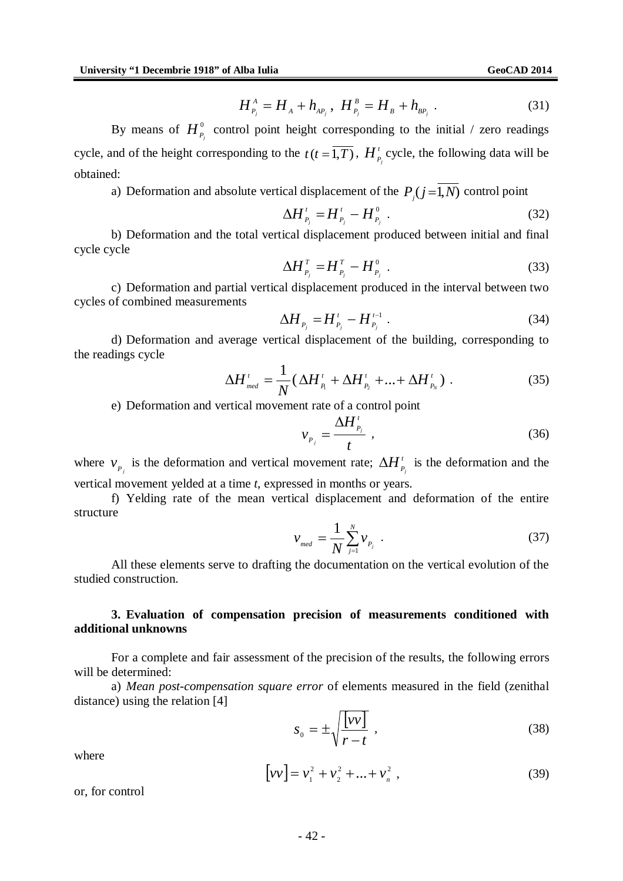$$H_{P_j}^{A} = H_{A} + h_{AP_j}\ ,\ \ H_{P_j}^{B} = H_{B} + h_{BP_j}\ . \tag{31}$$

By means of $H_{P_j}^{0}$ control point height corresponding to the initial / zero readings cycle, and of the height corresponding to the $t\,(t=\overline{1,T})$, $H_{P_j}^{t}$ cycle, the following data will be obtained:

a) Deformation and absolute vertical displacement of the $P_j(j=\overline{1,N})$ control point

$$\Delta H_{P_j}^{t} = H_{P_j}^{t} - H_{P_j}^{0}\ . \tag{32}$$

b) Deformation and the total vertical displacement produced between initial and final cycle cycle

$$\Delta H_{P_j}^{T} = H_{P_j}^{T} - H_{P_j}^{0}\ . \tag{33}$$

c) Deformation and partial vertical displacement produced in the interval between two cycles of combined measurements

$$\Delta H_{P_j} = H_{P_j}^{t} - H_{P_j}^{t-1}\ . \tag{34}$$

d) Deformation and average vertical displacement of the building, corresponding to the readings cycle

$$\Delta H_{med}^{t} = \frac{1}{N}(\Delta H_{P_1}^{t} + \Delta H_{P_2}^{t} + ... + \Delta H_{P_N}^{t})\ . \tag{35}$$

e) Deformation and vertical movement rate of a control point

$$v_{P_j} = \frac{\Delta H_{P_j}^{t}}{t}\ , \tag{36}$$

where $v_{P_j}$ is the deformation and vertical movement rate; $\Delta H_{P_j}^{t}$ is the deformation and the vertical movement yelded at a time *t*, expressed in months or years.

f) Yelding rate of the mean vertical displacement and deformation of the entire structure

$$v_{med} = \frac{1}{N}\sum_{j=1}^{N} v_{P_j}\ . \tag{37}$$

All these elements serve to drafting the documentation on the vertical evolution of the studied construction.

### 3. Evaluation of compensation precision of measurements conditioned with additional unknowns

For a complete and fair assessment of the precision of the results, the following errors will be determined:

a) *Mean post-compensation square error* of elements measured in the field (zenithal distance) using the relation [4]

$$s_0 = \pm\sqrt{\frac{[vv]}{r-t}}\ , \tag{38}$$

where

$$[vv] = v_1^2 + v_2^2 + ... + v_n^2\ , \tag{39}$$

or, for control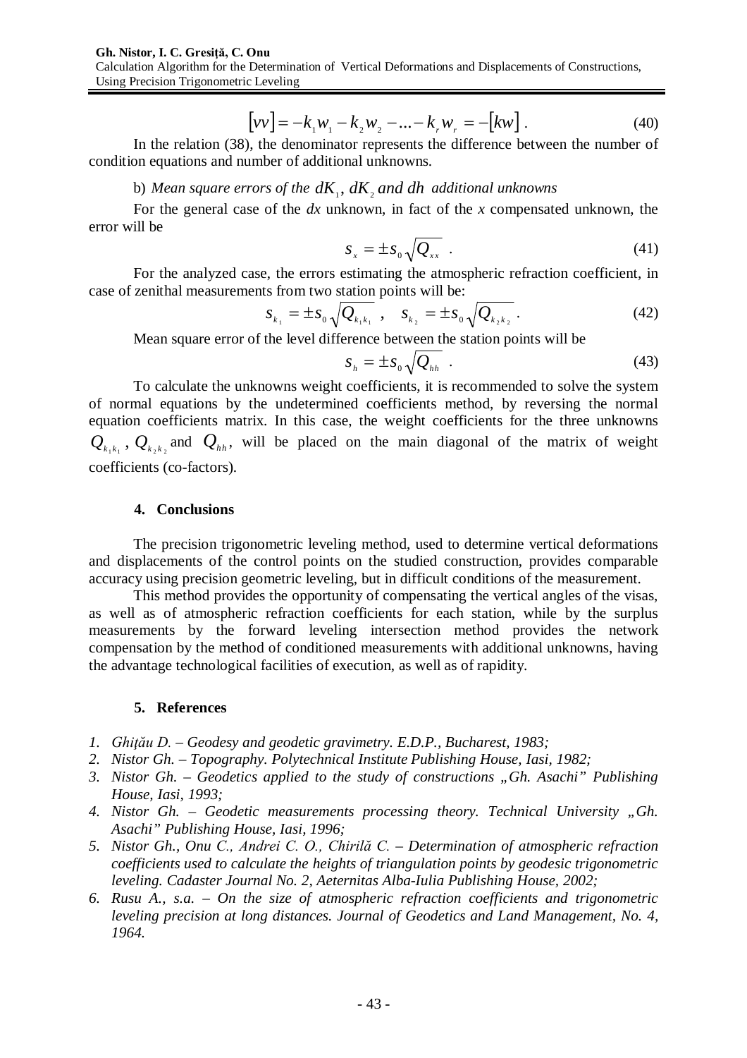$$[vv] = -k_1 w_1 - k_2 w_2 - ... - k_r w_r = -[kw] . \tag{40}$$

In the relation (38), the denominator represents the difference between the number of condition equations and number of additional unknowns.

b) *Mean square errors of the* $dK_1$, $dK_2$ *and* $dh$ *additional unknowns*

For the general case of the *dx* unknown, in fact of the *x* compensated unknown, the error will be

$$s_x = \pm s_0 \sqrt{Q_{xx}} . \tag{41}$$

For the analyzed case, the errors estimating the atmospheric refraction coefficient, in case of zenithal measurements from two station points will be:

$$s_{k_1} = \pm s_0 \sqrt{Q_{k_1 k_1}} , \quad s_{k_2} = \pm s_0 \sqrt{Q_{k_2 k_2}} . \tag{42}$$

Mean square error of the level difference between the station points will be

$$s_h = \pm s_0 \sqrt{Q_{hh}} . \tag{43}$$

To calculate the unknowns weight coefficients, it is recommended to solve the system of normal equations by the undetermined coefficients method, by reversing the normal equation coefficients matrix. In this case, the weight coefficients for the three unknowns $Q_{k_1 k_1}$, $Q_{k_2 k_2}$ and $Q_{hh}$, will be placed on the main diagonal of the matrix of weight coefficients (co-factors).

## 4. Conclusions

The precision trigonometric leveling method, used to determine vertical deformations and displacements of the control points on the studied construction, provides comparable accuracy using precision geometric leveling, but in difficult conditions of the measurement.

This method provides the opportunity of compensating the vertical angles of the visas, as well as of atmospheric refraction coefficients for each station, while by the surplus measurements by the forward leveling intersection method provides the network compensation by the method of conditioned measurements with additional unknowns, having the advantage technological facilities of execution, as well as of rapidity.

## 5. References

1. *Ghițău D. – Geodesy and geodetic gravimetry. E.D.P., Bucharest, 1983;*
2. *Nistor Gh. – Topography. Polytechnical Institute Publishing House, Iasi, 1982;*
3. *Nistor Gh. – Geodetics applied to the study of constructions „Gh. Asachi" Publishing House, Iasi, 1993;*
4. *Nistor Gh. – Geodetic measurements processing theory. Technical University „Gh. Asachi" Publishing House, Iasi, 1996;*
5. *Nistor Gh., Onu C., Andrei C. O., Chirilă C. – Determination of atmospheric refraction coefficients used to calculate the heights of triangulation points by geodesic trigonometric leveling. Cadaster Journal No. 2, Aeternitas Alba-Iulia Publishing House, 2002;*
6. *Rusu A., s.a. – On the size of atmospheric refraction coefficients and trigonometric leveling precision at long distances. Journal of Geodetics and Land Management, No. 4, 1964.*